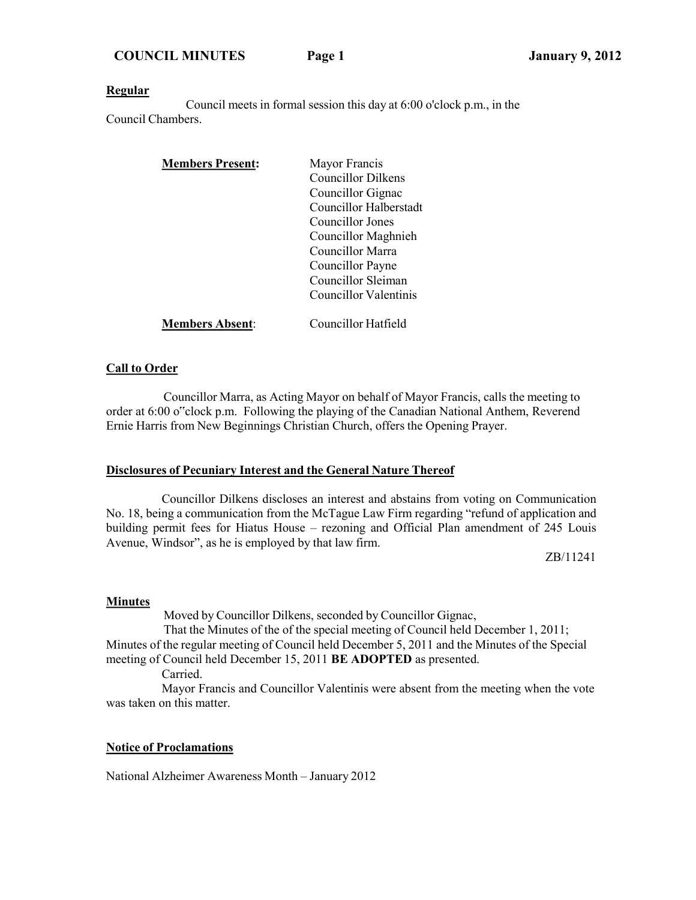**Regular**

Council meets in formal session this day at 6:00 o'clock p.m., in the Council Chambers.

**Members Present:**

- Mayor Francis
- Councillor Dilkens
- Councillor Gignac
- Councillor Halberstadt
- Councillor Jones
- Councillor Maghnieh
- Councillor Marra
- Councillor Payne
- Councillor Sleiman
- Councillor Valentinis

**Members Absent:** Councillor Hatfield

## Call to Order

Councillor Marra, as Acting Mayor on behalf of Mayor Francis, calls the meeting to order at 6:00 o"clock p.m. Following the playing of the Canadian National Anthem, Reverend Ernie Harris from New Beginnings Christian Church, offers the Opening Prayer.

## Disclosures of Pecuniary Interest and the General Nature Thereof

Councillor Dilkens discloses an interest and abstains from voting on Communication No. 18, being a communication from the McTague Law Firm regarding "refund of application and building permit fees for Hiatus House – rezoning and Official Plan amendment of 245 Louis Avenue, Windsor", as he is employed by that law firm.

ZB/11241

## Minutes

Moved by Councillor Dilkens, seconded by Councillor Gignac,

That the Minutes of the of the special meeting of Council held December 1, 2011; Minutes of the regular meeting of Council held December 5, 2011 and the Minutes of the Special meeting of Council held December 15, 2011 **BE ADOPTED** as presented.

Carried.

Mayor Francis and Councillor Valentinis were absent from the meeting when the vote was taken on this matter.

## Notice of Proclamations

National Alzheimer Awareness Month – January 2012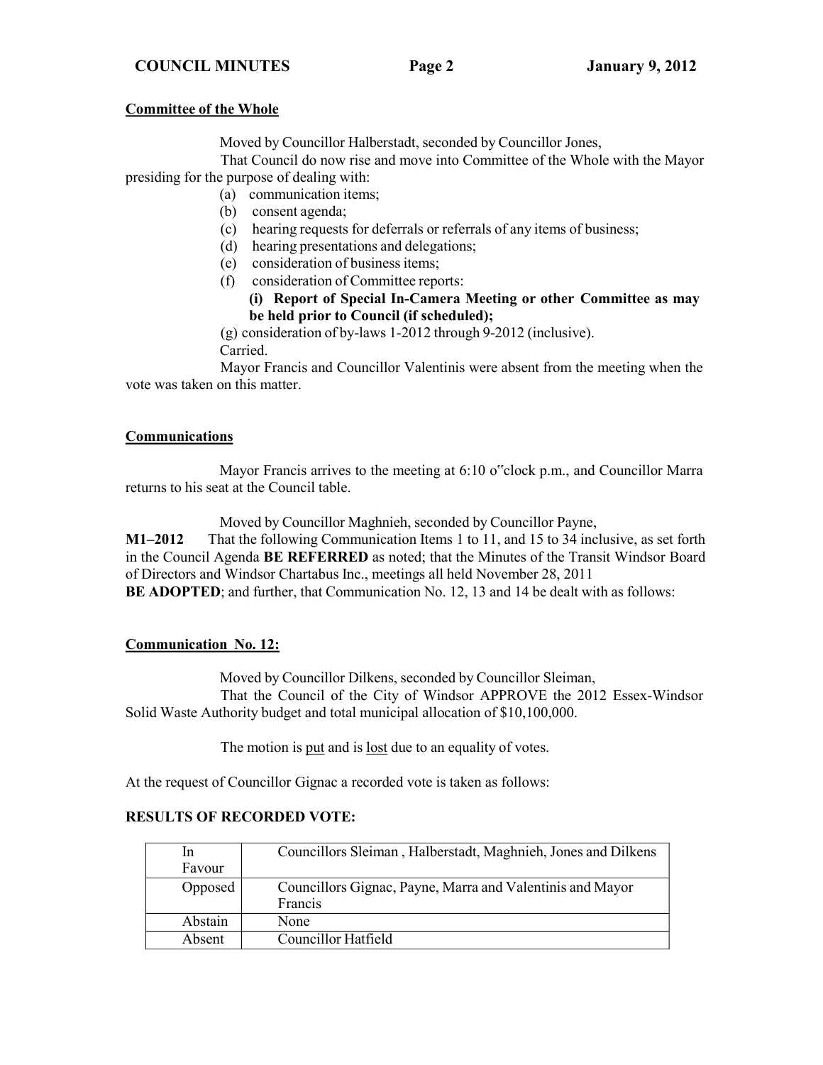**Committee of the Whole**

Moved by Councillor Halberstadt, seconded by Councillor Jones,

That Council do now rise and move into Committee of the Whole with the Mayor presiding for the purpose of dealing with:

(a) communication items;
(b) consent agenda;
(c) hearing requests for deferrals or referrals of any items of business;
(d) hearing presentations and delegations;
(e) consideration of business items;
(f) consideration of Committee reports:
  **(i) Report of Special In-Camera Meeting or other Committee as may be held prior to Council (if scheduled);**
(g) consideration of by-laws 1-2012 through 9-2012 (inclusive).

Carried.

Mayor Francis and Councillor Valentinis were absent from the meeting when the vote was taken on this matter.

**Communications**

Mayor Francis arrives to the meeting at 6:10 o"clock p.m., and Councillor Marra returns to his seat at the Council table.

Moved by Councillor Maghnieh, seconded by Councillor Payne,

**M1–2012** That the following Communication Items 1 to 11, and 15 to 34 inclusive, as set forth in the Council Agenda **BE REFERRED** as noted; that the Minutes of the Transit Windsor Board of Directors and Windsor Chartabus Inc., meetings all held November 28, 2011 **BE ADOPTED**; and further, that Communication No. 12, 13 and 14 be dealt with as follows:

**Communication No. 12:**

Moved by Councillor Dilkens, seconded by Councillor Sleiman,

That the Council of the City of Windsor APPROVE the 2012 Essex-Windsor Solid Waste Authority budget and total municipal allocation of $10,100,000.

The motion is put and is lost due to an equality of votes.

At the request of Councillor Gignac a recorded vote is taken as follows:

**RESULTS OF RECORDED VOTE:**

| | |
|---|---|
| In Favour | Councillors Sleiman , Halberstadt, Maghnieh, Jones and Dilkens |
| Opposed | Councillors Gignac, Payne, Marra and Valentinis and Mayor Francis |
| Abstain | None |
| Absent | Councillor Hatfield |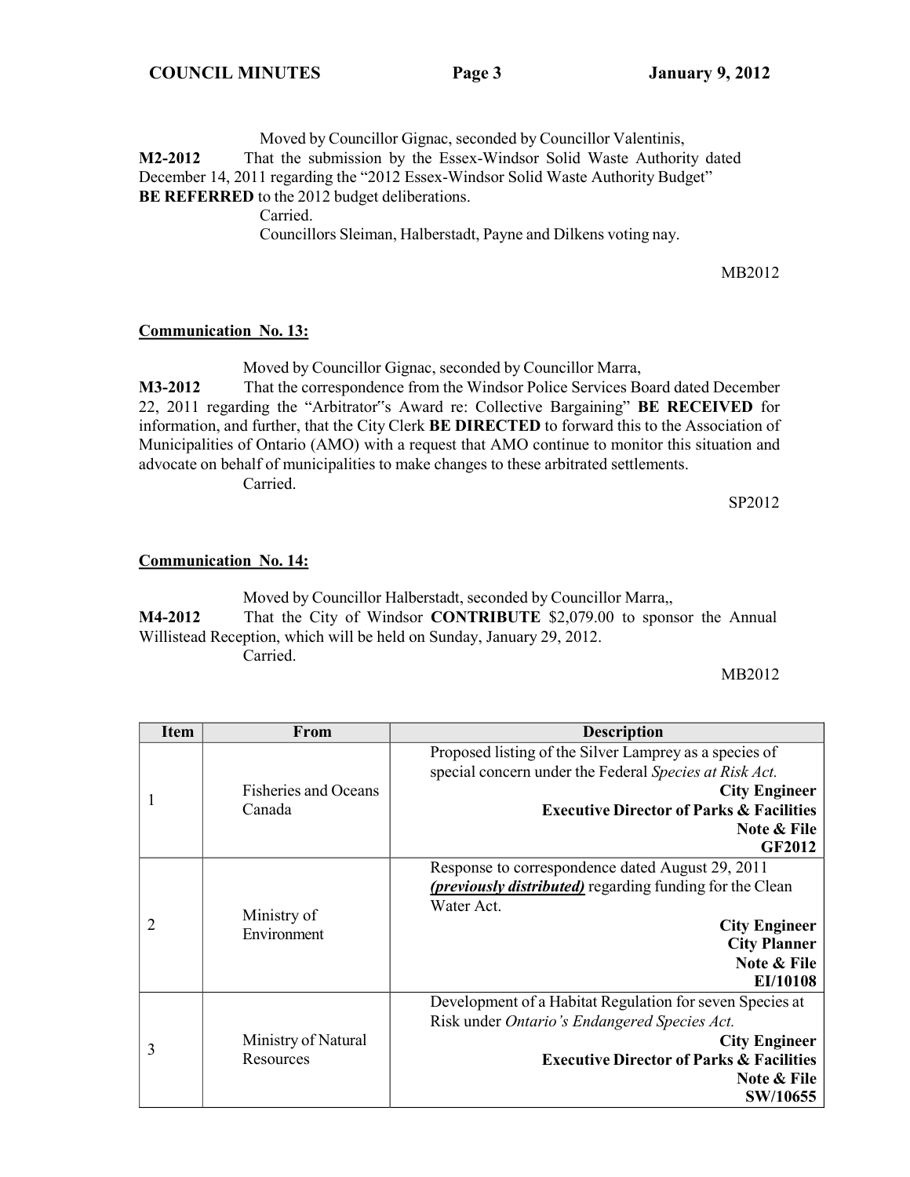Moved by Councillor Gignac, seconded by Councillor Valentinis,

**M2-2012** That the submission by the Essex-Windsor Solid Waste Authority dated December 14, 2011 regarding the "2012 Essex-Windsor Solid Waste Authority Budget" **BE REFERRED** to the 2012 budget deliberations.

Carried.

Councillors Sleiman, Halberstadt, Payne and Dilkens voting nay.

MB2012

**Communication No. 13:**

Moved by Councillor Gignac, seconded by Councillor Marra,

**M3-2012** That the correspondence from the Windsor Police Services Board dated December 22, 2011 regarding the "Arbitrator"s Award re: Collective Bargaining" **BE RECEIVED** for information, and further, that the City Clerk **BE DIRECTED** to forward this to the Association of Municipalities of Ontario (AMO) with a request that AMO continue to monitor this situation and advocate on behalf of municipalities to make changes to these arbitrated settlements.

Carried.

SP2012

**Communication No. 14:**

Moved by Councillor Halberstadt, seconded by Councillor Marra,,

**M4-2012** That the City of Windsor **CONTRIBUTE** $2,079.00 to sponsor the Annual Willistead Reception, which will be held on Sunday, January 29, 2012.

Carried.

MB2012

| Item | From | Description |
|---|---|---|
| 1 | Fisheries and Oceans Canada | Proposed listing of the Silver Lamprey as a species of special concern under the Federal *Species at Risk Act.* **City Engineer** **Executive Director of Parks & Facilities** **Note & File** **GF2012** |
| 2 | Ministry of Environment | Response to correspondence dated August 29, 2011 ***previously distributed*** regarding funding for the Clean Water Act. **City Engineer** **City Planner** **Note & File** **EI/10108** |
| 3 | Ministry of Natural Resources | Development of a Habitat Regulation for seven Species at Risk under *Ontario's Endangered Species Act.* **City Engineer** **Executive Director of Parks & Facilities** **Note & File** **SW/10655** |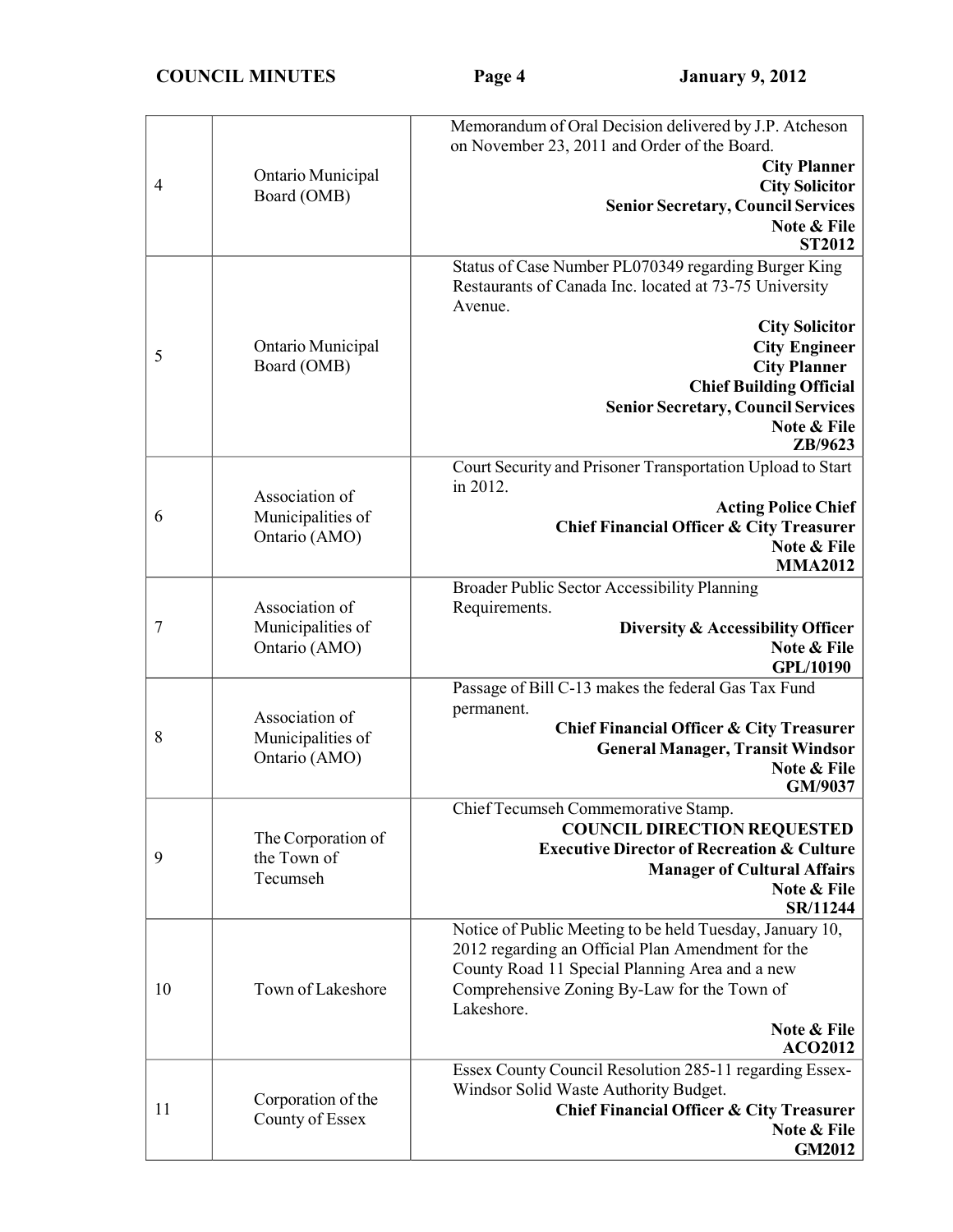| | | |
|---|---|---|
| 4 | Ontario Municipal Board (OMB) | Memorandum of Oral Decision delivered by J.P. Atcheson on November 23, 2011 and Order of the Board.<br>**City Planner**<br>**City Solicitor**<br>**Senior Secretary, Council Services**<br>**Note & File**<br>**ST2012** |
| 5 | Ontario Municipal Board (OMB) | Status of Case Number PL070349 regarding Burger King Restaurants of Canada Inc. located at 73-75 University Avenue.<br>**City Solicitor**<br>**City Engineer**<br>**City Planner**<br>**Chief Building Official**<br>**Senior Secretary, Council Services**<br>**Note & File**<br>**ZB/9623** |
| 6 | Association of Municipalities of Ontario (AMO) | Court Security and Prisoner Transportation Upload to Start in 2012.<br>**Acting Police Chief**<br>**Chief Financial Officer & City Treasurer**<br>**Note & File**<br>**MMA2012** |
| 7 | Association of Municipalities of Ontario (AMO) | Broader Public Sector Accessibility Planning Requirements.<br>**Diversity & Accessibility Officer**<br>**Note & File**<br>**GPL/10190** |
| 8 | Association of Municipalities of Ontario (AMO) | Passage of Bill C-13 makes the federal Gas Tax Fund permanent.<br>**Chief Financial Officer & City Treasurer**<br>**General Manager, Transit Windsor**<br>**Note & File**<br>**GM/9037** |
| 9 | The Corporation of the Town of Tecumseh | Chief Tecumseh Commemorative Stamp.<br>**COUNCIL DIRECTION REQUESTED**<br>**Executive Director of Recreation & Culture**<br>**Manager of Cultural Affairs**<br>**Note & File**<br>**SR/11244** |
| 10 | Town of Lakeshore | Notice of Public Meeting to be held Tuesday, January 10, 2012 regarding an Official Plan Amendment for the County Road 11 Special Planning Area and a new Comprehensive Zoning By-Law for the Town of Lakeshore.<br>**Note & File**<br>**ACO2012** |
| 11 | Corporation of the County of Essex | Essex County Council Resolution 285-11 regarding Essex-Windsor Solid Waste Authority Budget.<br>**Chief Financial Officer & City Treasurer**<br>**Note & File**<br>**GM2012** |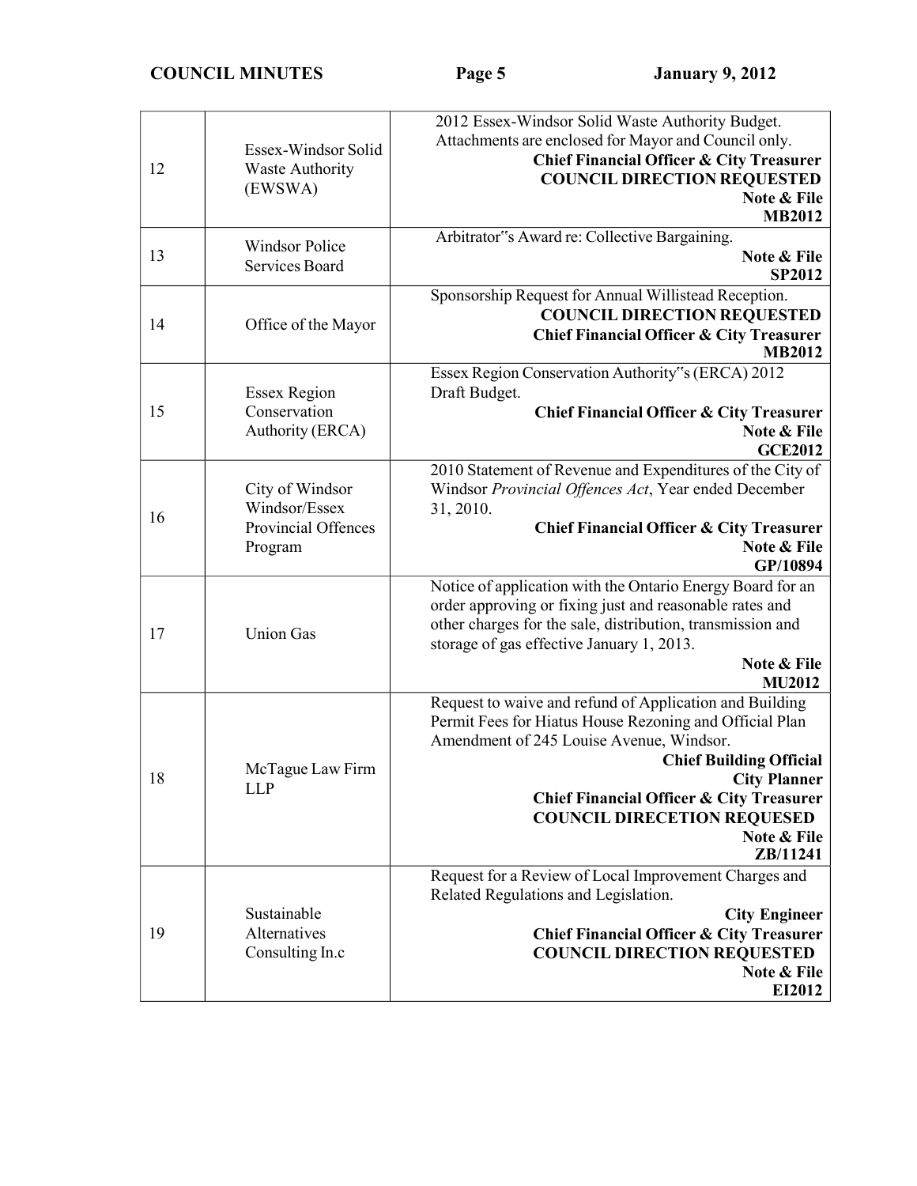| | | |
|---|---|---|
| 12 | Essex-Windsor Solid Waste Authority (EWSWA) | 2012 Essex-Windsor Solid Waste Authority Budget. Attachments are enclosed for Mayor and Council only. **Chief Financial Officer & City Treasurer** **COUNCIL DIRECTION REQUESTED** **Note & File** **MB2012** |
| 13 | Windsor Police Services Board | Arbitrator"s Award re: Collective Bargaining. **Note & File** **SP2012** |
| 14 | Office of the Mayor | Sponsorship Request for Annual Willistead Reception. **COUNCIL DIRECTION REQUESTED** **Chief Financial Officer & City Treasurer** **MB2012** |
| 15 | Essex Region Conservation Authority (ERCA) | Essex Region Conservation Authority"s (ERCA) 2012 Draft Budget. **Chief Financial Officer & City Treasurer** **Note & File** **GCE2012** |
| 16 | City of Windsor Windsor/Essex Provincial Offences Program | 2010 Statement of Revenue and Expenditures of the City of Windsor *Provincial Offences Act*, Year ended December 31, 2010. **Chief Financial Officer & City Treasurer** **Note & File** **GP/10894** |
| 17 | Union Gas | Notice of application with the Ontario Energy Board for an order approving or fixing just and reasonable rates and other charges for the sale, distribution, transmission and storage of gas effective January 1, 2013. **Note & File** **MU2012** |
| 18 | McTague Law Firm LLP | Request to waive and refund of Application and Building Permit Fees for Hiatus House Rezoning and Official Plan Amendment of 245 Louise Avenue, Windsor. **Chief Building Official** **City Planner** **Chief Financial Officer & City Treasurer** **COUNCIL DIRECETION REQUESED** **Note & File** **ZB/11241** |
| 19 | Sustainable Alternatives Consulting In.c | Request for a Review of Local Improvement Charges and Related Regulations and Legislation. **City Engineer** **Chief Financial Officer & City Treasurer** **COUNCIL DIRECTION REQUESTED** **Note & File** **EI2012** |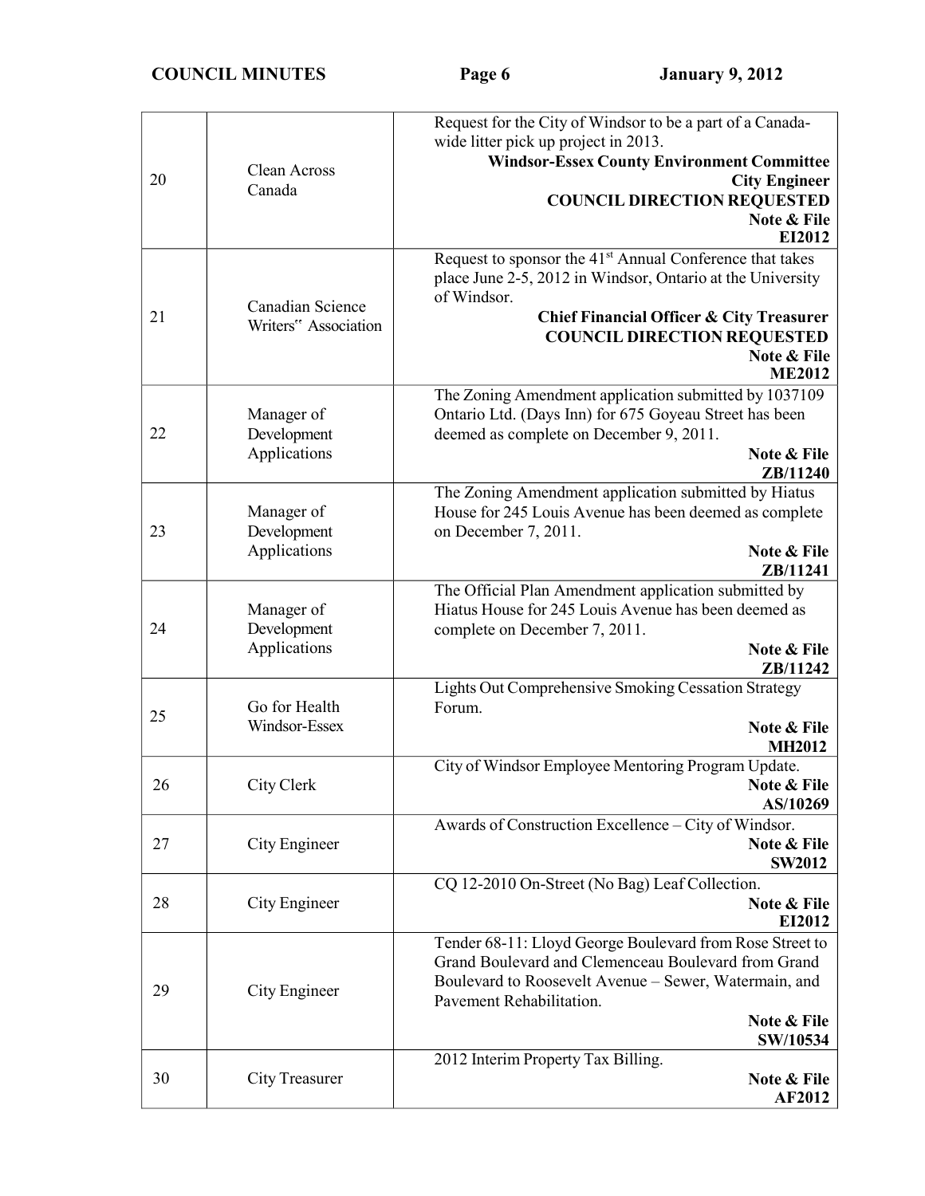| 20 | Clean Across Canada | Request for the City of Windsor to be a part of a Canada-wide litter pick up project in 2013. **Windsor-Essex County Environment Committee** **City Engineer** **COUNCIL DIRECTION REQUESTED** **Note & File** **EI2012** |
|---|---|---|
| 21 | Canadian Science Writers" Association | Request to sponsor the 41st Annual Conference that takes place June 2-5, 2012 in Windsor, Ontario at the University of Windsor. **Chief Financial Officer & City Treasurer** **COUNCIL DIRECTION REQUESTED** **Note & File** **ME2012** |
| 22 | Manager of Development Applications | The Zoning Amendment application submitted by 1037109 Ontario Ltd. (Days Inn) for 675 Goyeau Street has been deemed as complete on December 9, 2011. **Note & File** **ZB/11240** |
| 23 | Manager of Development Applications | The Zoning Amendment application submitted by Hiatus House for 245 Louis Avenue has been deemed as complete on December 7, 2011. **Note & File** **ZB/11241** |
| 24 | Manager of Development Applications | The Official Plan Amendment application submitted by Hiatus House for 245 Louis Avenue has been deemed as complete on December 7, 2011. **Note & File** **ZB/11242** |
| 25 | Go for Health Windsor-Essex | Lights Out Comprehensive Smoking Cessation Strategy Forum. **Note & File** **MH2012** |
| 26 | City Clerk | City of Windsor Employee Mentoring Program Update. **Note & File** **AS/10269** |
| 27 | City Engineer | Awards of Construction Excellence – City of Windsor. **Note & File** **SW2012** |
| 28 | City Engineer | CQ 12-2010 On-Street (No Bag) Leaf Collection. **Note & File** **EI2012** |
| 29 | City Engineer | Tender 68-11: Lloyd George Boulevard from Rose Street to Grand Boulevard and Clemenceau Boulevard from Grand Boulevard to Roosevelt Avenue – Sewer, Watermain, and Pavement Rehabilitation. **Note & File** **SW/10534** |
| 30 | City Treasurer | 2012 Interim Property Tax Billing. **Note & File** **AF2012** |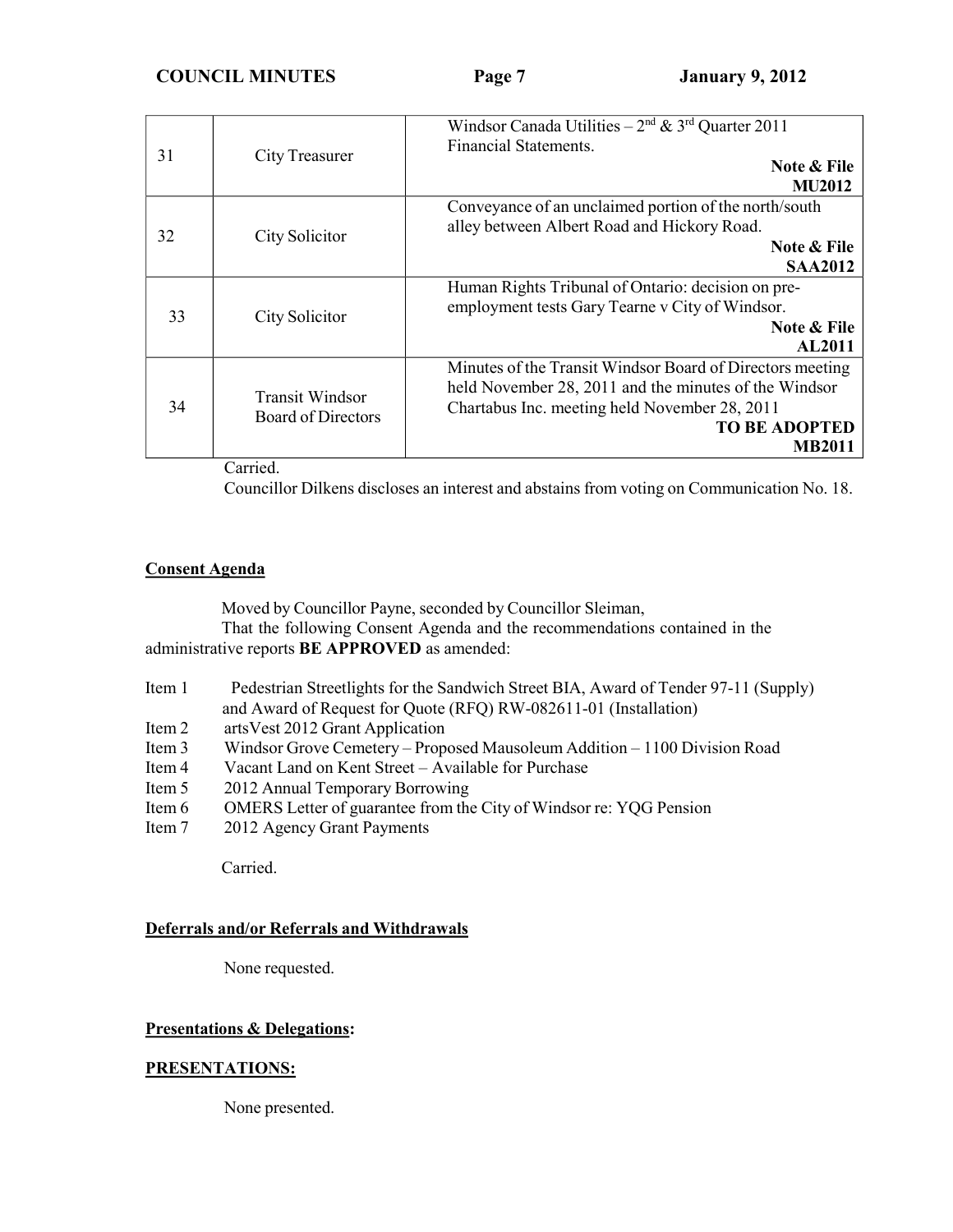| | | |
|---|---|---|
| 31 | City Treasurer | Windsor Canada Utilities – 2nd & 3rd Quarter 2011 Financial Statements. **Note & File MU2012** |
| 32 | City Solicitor | Conveyance of an unclaimed portion of the north/south alley between Albert Road and Hickory Road. **Note & File SAA2012** |
| 33 | City Solicitor | Human Rights Tribunal of Ontario: decision on pre-employment tests Gary Tearne v City of Windsor. **Note & File AL2011** |
| 34 | Transit Windsor Board of Directors | Minutes of the Transit Windsor Board of Directors meeting held November 28, 2011 and the minutes of the Windsor Chartabus Inc. meeting held November 28, 2011 **TO BE ADOPTED MB2011** |

Carried.

Councillor Dilkens discloses an interest and abstains from voting on Communication No. 18.

**Consent Agenda**

Moved by Councillor Payne, seconded by Councillor Sleiman,

That the following Consent Agenda and the recommendations contained in the administrative reports **BE APPROVED** as amended:

Item 1 Pedestrian Streetlights for the Sandwich Street BIA, Award of Tender 97-11 (Supply) and Award of Request for Quote (RFQ) RW-082611-01 (Installation)
Item 2 artsVest 2012 Grant Application
Item 3 Windsor Grove Cemetery – Proposed Mausoleum Addition – 1100 Division Road
Item 4 Vacant Land on Kent Street – Available for Purchase
Item 5 2012 Annual Temporary Borrowing
Item 6 OMERS Letter of guarantee from the City of Windsor re: YQG Pension
Item 7 2012 Agency Grant Payments

Carried.

**Deferrals and/or Referrals and Withdrawals**

None requested.

**Presentations & Delegations:**

**PRESENTATIONS:**

None presented.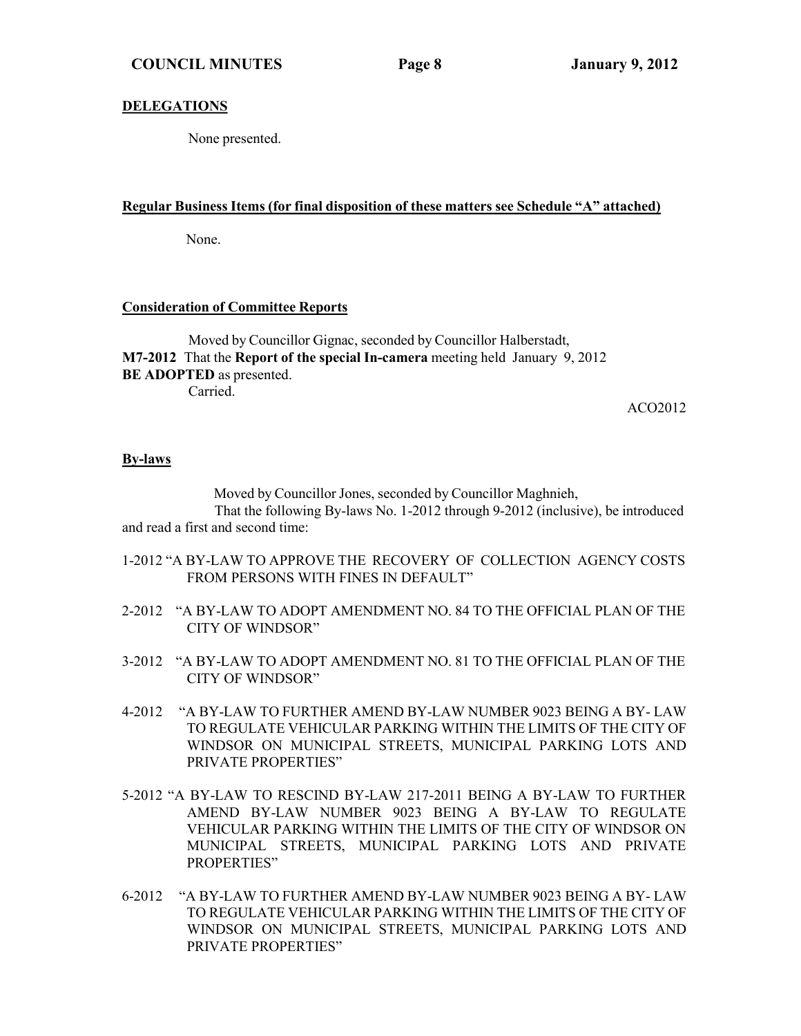**DELEGATIONS**

None presented.

**Regular Business Items (for final disposition of these matters see Schedule "A" attached)**

None.

**Consideration of Committee Reports**

Moved by Councillor Gignac, seconded by Councillor Halberstadt,
**M7-2012** That the **Report of the special In-camera** meeting held January 9, 2012 **BE ADOPTED** as presented.
Carried.

ACO2012

**By-laws**

Moved by Councillor Jones, seconded by Councillor Maghnieh,
That the following By-laws No. 1-2012 through 9-2012 (inclusive), be introduced and read a first and second time:

1-2012 "A BY-LAW TO APPROVE THE RECOVERY OF COLLECTION AGENCY COSTS FROM PERSONS WITH FINES IN DEFAULT"

2-2012 "A BY-LAW TO ADOPT AMENDMENT NO. 84 TO THE OFFICIAL PLAN OF THE CITY OF WINDSOR"

3-2012 "A BY-LAW TO ADOPT AMENDMENT NO. 81 TO THE OFFICIAL PLAN OF THE CITY OF WINDSOR"

4-2012 "A BY-LAW TO FURTHER AMEND BY-LAW NUMBER 9023 BEING A BY- LAW TO REGULATE VEHICULAR PARKING WITHIN THE LIMITS OF THE CITY OF WINDSOR ON MUNICIPAL STREETS, MUNICIPAL PARKING LOTS AND PRIVATE PROPERTIES"

5-2012 "A BY-LAW TO RESCIND BY-LAW 217-2011 BEING A BY-LAW TO FURTHER AMEND BY-LAW NUMBER 9023 BEING A BY-LAW TO REGULATE VEHICULAR PARKING WITHIN THE LIMITS OF THE CITY OF WINDSOR ON MUNICIPAL STREETS, MUNICIPAL PARKING LOTS AND PRIVATE PROPERTIES"

6-2012 "A BY-LAW TO FURTHER AMEND BY-LAW NUMBER 9023 BEING A BY- LAW TO REGULATE VEHICULAR PARKING WITHIN THE LIMITS OF THE CITY OF WINDSOR ON MUNICIPAL STREETS, MUNICIPAL PARKING LOTS AND PRIVATE PROPERTIES"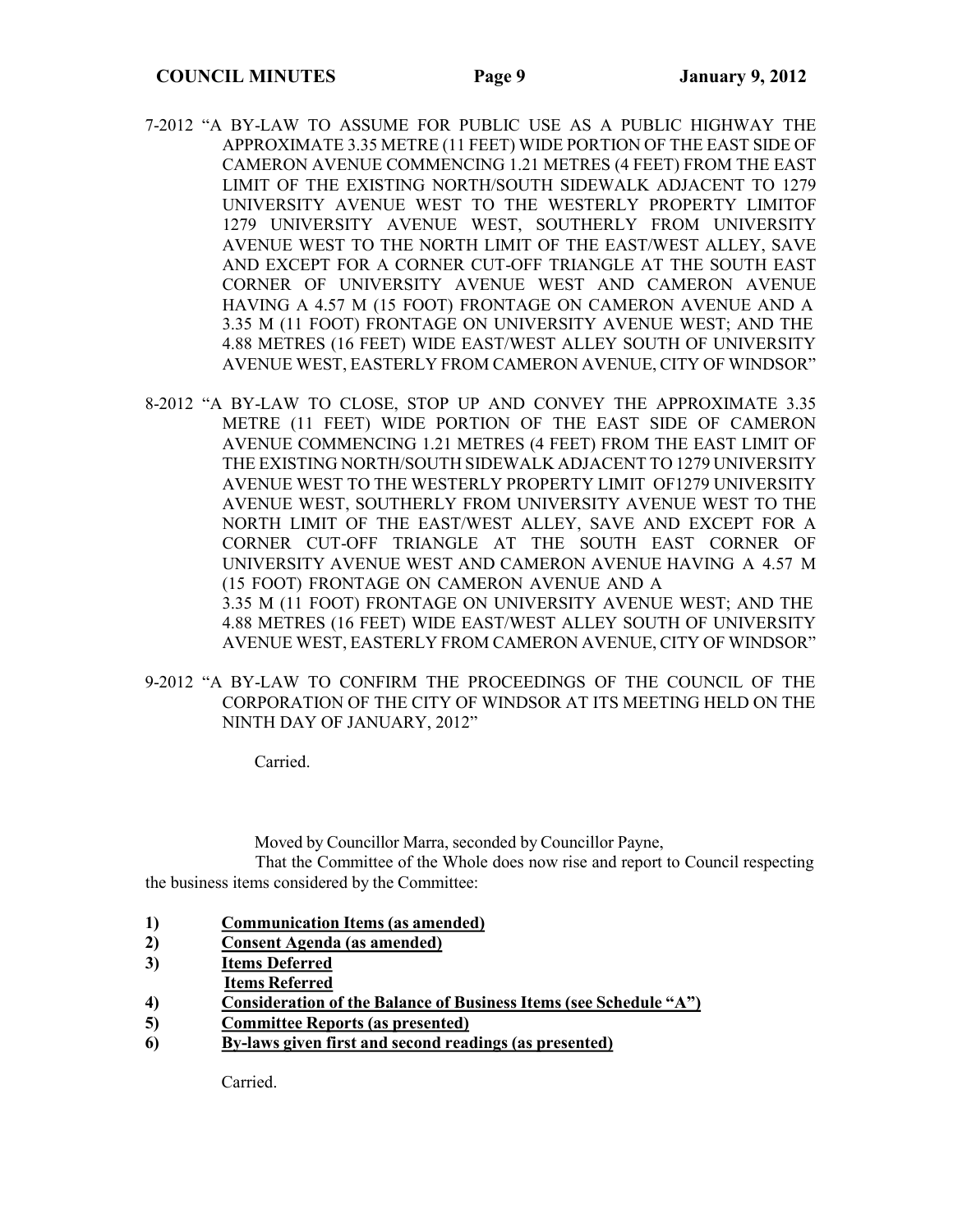7-2012 "A BY-LAW TO ASSUME FOR PUBLIC USE AS A PUBLIC HIGHWAY THE APPROXIMATE 3.35 METRE (11 FEET) WIDE PORTION OF THE EAST SIDE OF CAMERON AVENUE COMMENCING 1.21 METRES (4 FEET) FROM THE EAST LIMIT OF THE EXISTING NORTH/SOUTH SIDEWALK ADJACENT TO 1279 UNIVERSITY AVENUE WEST TO THE WESTERLY PROPERTY LIMITOF 1279 UNIVERSITY AVENUE WEST, SOUTHERLY FROM UNIVERSITY AVENUE WEST TO THE NORTH LIMIT OF THE EAST/WEST ALLEY, SAVE AND EXCEPT FOR A CORNER CUT-OFF TRIANGLE AT THE SOUTH EAST CORNER OF UNIVERSITY AVENUE WEST AND CAMERON AVENUE HAVING A 4.57 M (15 FOOT) FRONTAGE ON CAMERON AVENUE AND A 3.35 M (11 FOOT) FRONTAGE ON UNIVERSITY AVENUE WEST; AND THE 4.88 METRES (16 FEET) WIDE EAST/WEST ALLEY SOUTH OF UNIVERSITY AVENUE WEST, EASTERLY FROM CAMERON AVENUE, CITY OF WINDSOR"

8-2012 "A BY-LAW TO CLOSE, STOP UP AND CONVEY THE APPROXIMATE 3.35 METRE (11 FEET) WIDE PORTION OF THE EAST SIDE OF CAMERON AVENUE COMMENCING 1.21 METRES (4 FEET) FROM THE EAST LIMIT OF THE EXISTING NORTH/SOUTH SIDEWALK ADJACENT TO 1279 UNIVERSITY AVENUE WEST TO THE WESTERLY PROPERTY LIMIT OF1279 UNIVERSITY AVENUE WEST, SOUTHERLY FROM UNIVERSITY AVENUE WEST TO THE NORTH LIMIT OF THE EAST/WEST ALLEY, SAVE AND EXCEPT FOR A CORNER CUT-OFF TRIANGLE AT THE SOUTH EAST CORNER OF UNIVERSITY AVENUE WEST AND CAMERON AVENUE HAVING A 4.57 M (15 FOOT) FRONTAGE ON CAMERON AVENUE AND A 3.35 M (11 FOOT) FRONTAGE ON UNIVERSITY AVENUE WEST; AND THE 4.88 METRES (16 FEET) WIDE EAST/WEST ALLEY SOUTH OF UNIVERSITY AVENUE WEST, EASTERLY FROM CAMERON AVENUE, CITY OF WINDSOR"

9-2012 "A BY-LAW TO CONFIRM THE PROCEEDINGS OF THE COUNCIL OF THE CORPORATION OF THE CITY OF WINDSOR AT ITS MEETING HELD ON THE NINTH DAY OF JANUARY, 2012"

Carried.

Moved by Councillor Marra, seconded by Councillor Payne,

That the Committee of the Whole does now rise and report to Council respecting the business items considered by the Committee:

1) **Communication Items (as amended)**
2) **Consent Agenda (as amended)**
3) **Items Deferred**
   **Items Referred**
4) **Consideration of the Balance of Business Items (see Schedule "A")**
5) **Committee Reports (as presented)**
6) **By-laws given first and second readings (as presented)**

Carried.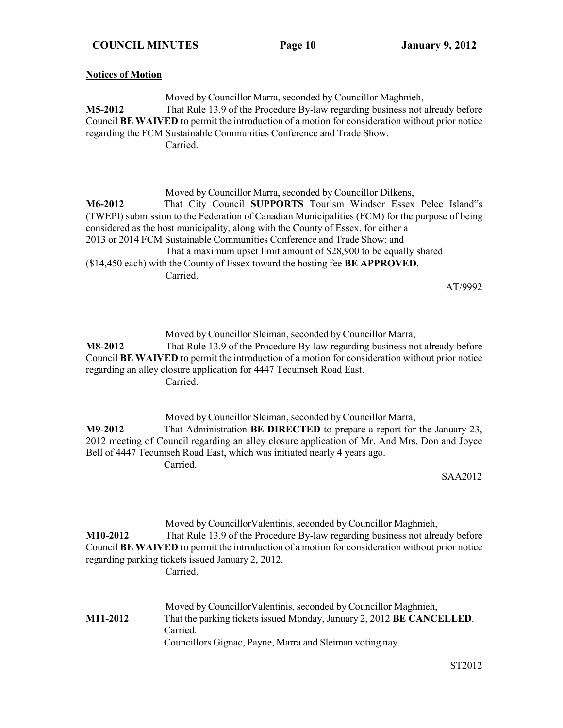**Notices of Motion**

Moved by Councillor Marra, seconded by Councillor Maghnieh,

**M5-2012** That Rule 13.9 of the Procedure By-law regarding business not already before Council **BE WAIVED t**o permit the introduction of a motion for consideration without prior notice regarding the FCM Sustainable Communities Conference and Trade Show.

Carried.

Moved by Councillor Marra, seconded by Councillor Dilkens,

**M6-2012** That City Council **SUPPORTS** Tourism Windsor Essex Pelee Island"s (TWEPI) submission to the Federation of Canadian Municipalities (FCM) for the purpose of being considered as the host municipality, along with the County of Essex, for either a 2013 or 2014 FCM Sustainable Communities Conference and Trade Show; and

That a maximum upset limit amount of $28,900 to be equally shared ($14,450 each) with the County of Essex toward the hosting fee **BE APPROVED**.

Carried.

AT/9992

Moved by Councillor Sleiman, seconded by Councillor Marra,

**M8-2012** That Rule 13.9 of the Procedure By-law regarding business not already before Council **BE WAIVED t**o permit the introduction of a motion for consideration without prior notice regarding an alley closure application for 4447 Tecumseh Road East.

Carried.

Moved by Councillor Sleiman, seconded by Councillor Marra,

**M9-2012** That Administration **BE DIRECTED** to prepare a report for the January 23, 2012 meeting of Council regarding an alley closure application of Mr. And Mrs. Don and Joyce Bell of 4447 Tecumseh Road East, which was initiated nearly 4 years ago.

Carried.

SAA2012

Moved by CouncillorValentinis, seconded by Councillor Maghnieh,

**M10-2012** That Rule 13.9 of the Procedure By-law regarding business not already before Council **BE WAIVED t**o permit the introduction of a motion for consideration without prior notice regarding parking tickets issued January 2, 2012.

Carried.

Moved by CouncillorValentinis, seconded by Councillor Maghnieh,

**M11-2012** That the parking tickets issued Monday, January 2, 2012 **BE CANCELLED**.

Carried.

Councillors Gignac, Payne, Marra and Sleiman voting nay.

ST2012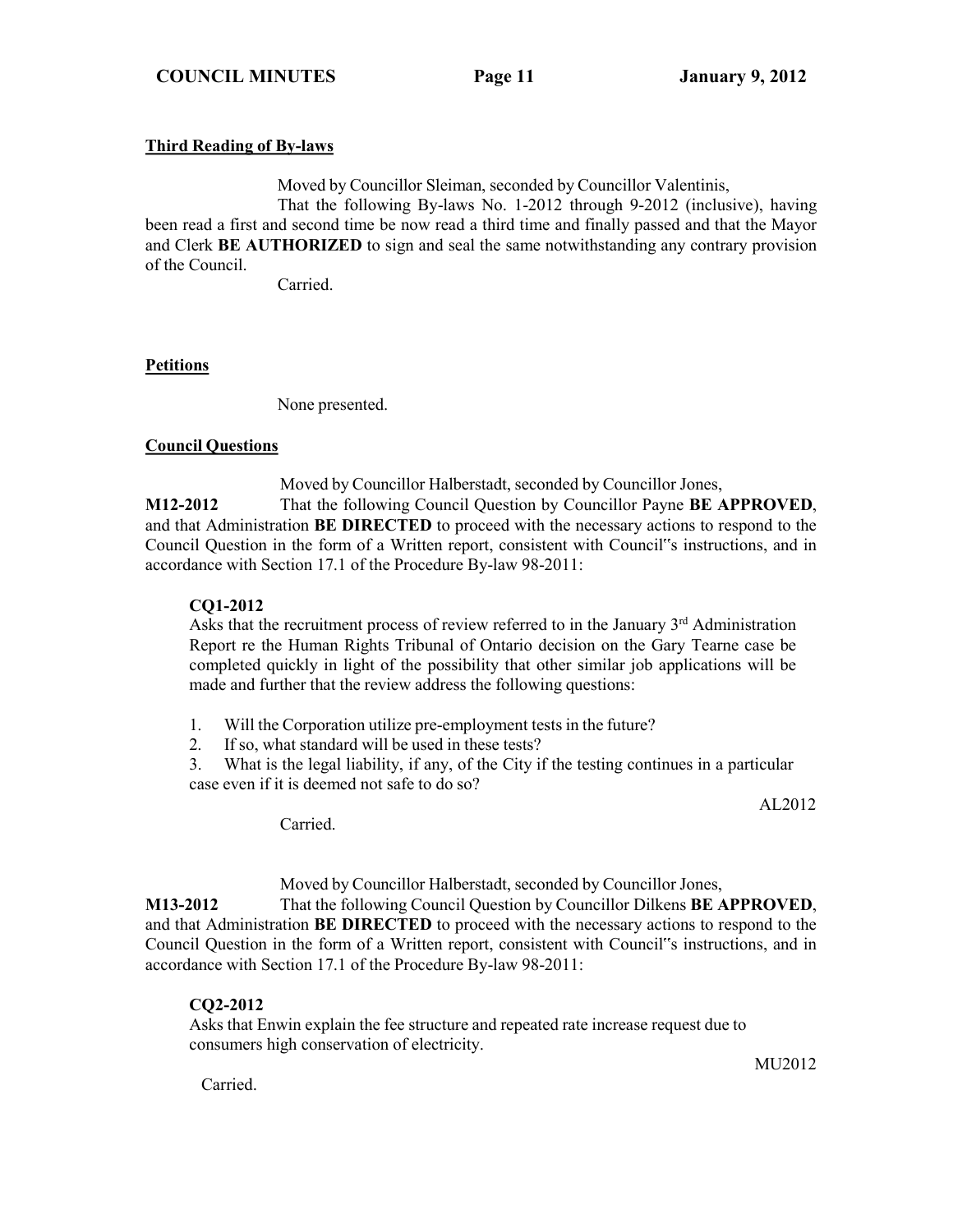### Third Reading of By-laws

Moved by Councillor Sleiman, seconded by Councillor Valentinis,

That the following By-laws No. 1-2012 through 9-2012 (inclusive), having been read a first and second time be now read a third time and finally passed and that the Mayor and Clerk **BE AUTHORIZED** to sign and seal the same notwithstanding any contrary provision of the Council.

Carried.

### Petitions

None presented.

### Council Questions

Moved by Councillor Halberstadt, seconded by Councillor Jones,

**M12-2012** That the following Council Question by Councillor Payne **BE APPROVED**, and that Administration **BE DIRECTED** to proceed with the necessary actions to respond to the Council Question in the form of a Written report, consistent with Council‟s instructions, and in accordance with Section 17.1 of the Procedure By-law 98-2011:

**CQ1-2012**

Asks that the recruitment process of review referred to in the January 3rd Administration Report re the Human Rights Tribunal of Ontario decision on the Gary Tearne case be completed quickly in light of the possibility that other similar job applications will be made and further that the review address the following questions:

1. Will the Corporation utilize pre-employment tests in the future?
2. If so, what standard will be used in these tests?
3. What is the legal liability, if any, of the City if the testing continues in a particular case even if it is deemed not safe to do so?

AL2012

Carried.

Moved by Councillor Halberstadt, seconded by Councillor Jones,

**M13-2012** That the following Council Question by Councillor Dilkens **BE APPROVED**, and that Administration **BE DIRECTED** to proceed with the necessary actions to respond to the Council Question in the form of a Written report, consistent with Council‟s instructions, and in accordance with Section 17.1 of the Procedure By-law 98-2011:

**CQ2-2012**

Asks that Enwin explain the fee structure and repeated rate increase request due to consumers high conservation of electricity.

MU2012

Carried.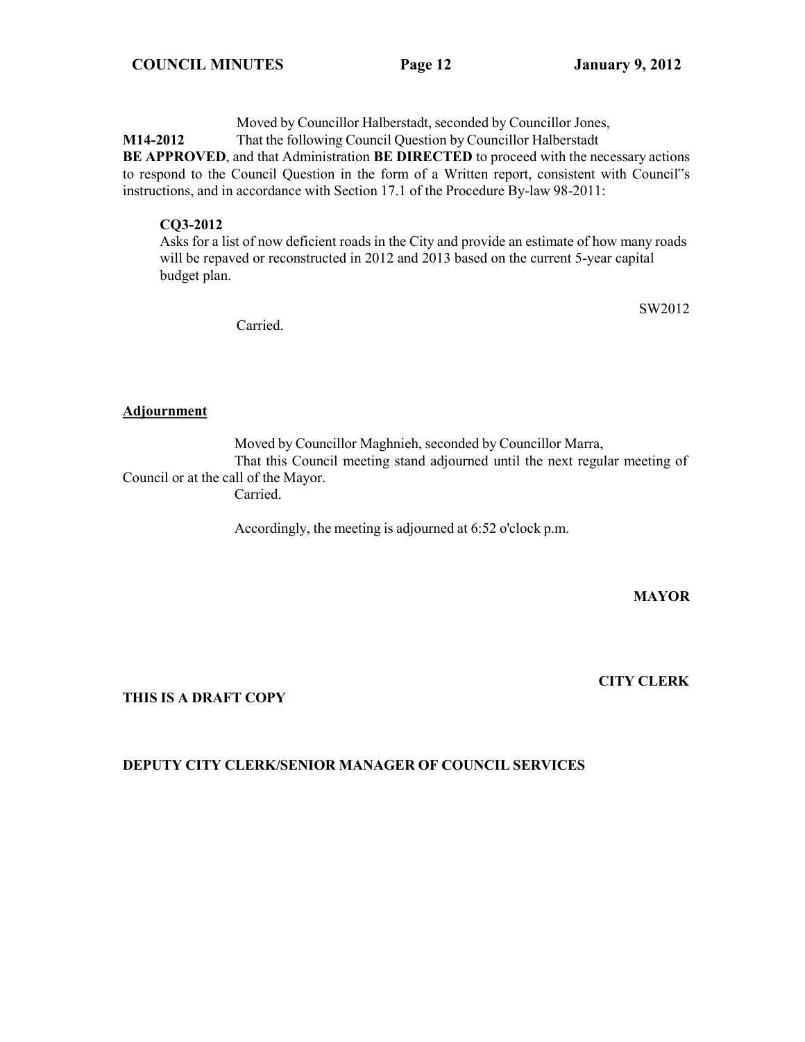Moved by Councillor Halberstadt, seconded by Councillor Jones,

**M14-2012** That the following Council Question by Councillor Halberstadt **BE APPROVED**, and that Administration **BE DIRECTED** to proceed with the necessary actions to respond to the Council Question in the form of a Written report, consistent with Council"s instructions, and in accordance with Section 17.1 of the Procedure By-law 98-2011:

**CQ3-2012**
Asks for a list of now deficient roads in the City and provide an estimate of how many roads will be repaved or reconstructed in 2012 and 2013 based on the current 5-year capital budget plan.

SW2012

Carried.

**Adjournment**

Moved by Councillor Maghnieh, seconded by Councillor Marra,

That this Council meeting stand adjourned until the next regular meeting of Council or at the call of the Mayor.

Carried.

Accordingly, the meeting is adjourned at 6:52 o'clock p.m.

**MAYOR**

**CITY CLERK**

**THIS IS A DRAFT COPY**

**DEPUTY CITY CLERK/SENIOR MANAGER OF COUNCIL SERVICES**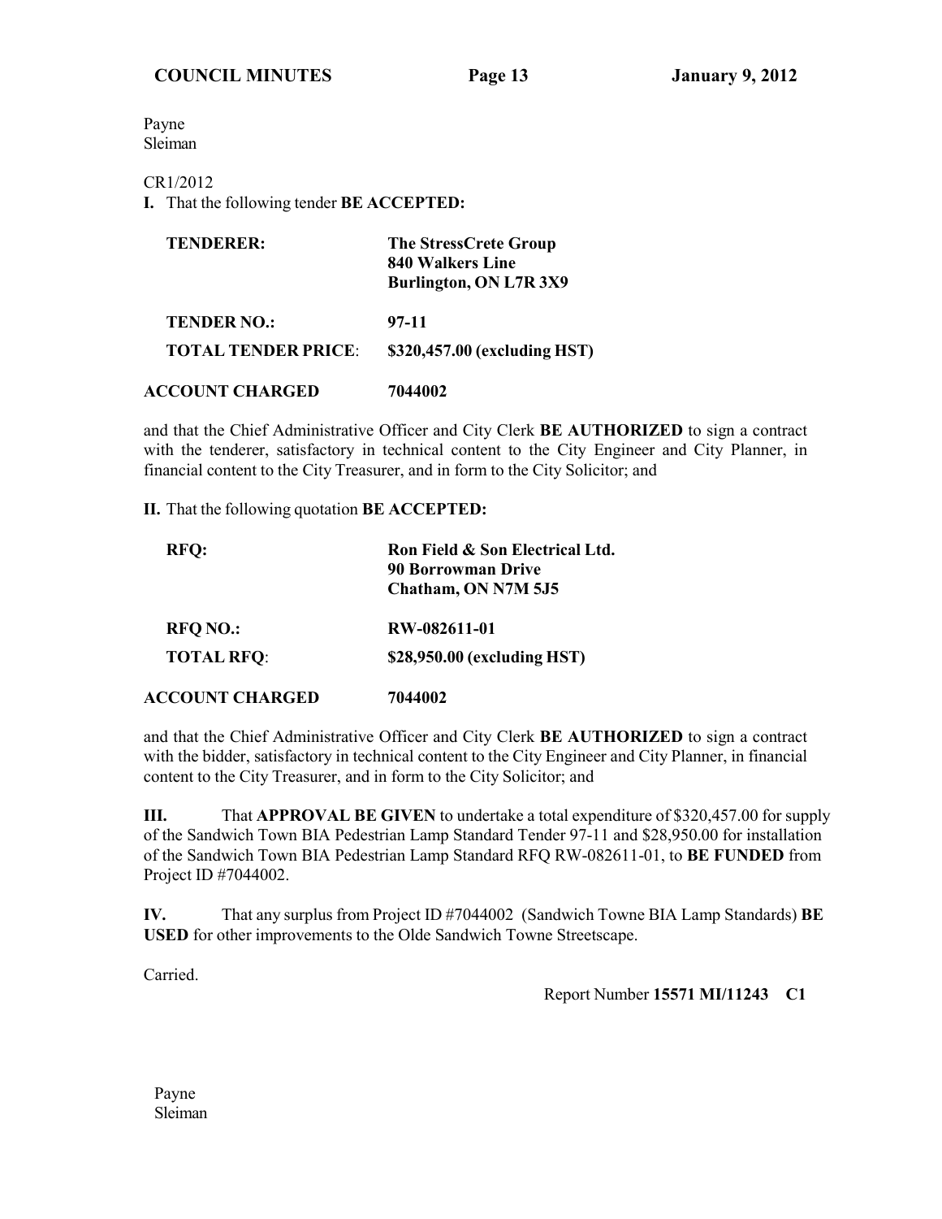Payne
Sleiman

CR1/2012

**I.** That the following tender **BE ACCEPTED:**

| | |
|---|---|
| **TENDERER:** | **The StressCrete Group**<br>**840 Walkers Line**<br>**Burlington, ON L7R 3X9** |
| **TENDER NO.:** | **97-11** |
| **TOTAL TENDER PRICE**: | **$320,457.00 (excluding HST)** |
| **ACCOUNT CHARGED** | **7044002** |

and that the Chief Administrative Officer and City Clerk **BE AUTHORIZED** to sign a contract with the tenderer, satisfactory in technical content to the City Engineer and City Planner, in financial content to the City Treasurer, and in form to the City Solicitor; and

**II.** That the following quotation **BE ACCEPTED:**

| | |
|---|---|
| **RFQ:** | **Ron Field & Son Electrical Ltd.**<br>**90 Borrowman Drive**<br>**Chatham, ON N7M 5J5** |
| **RFQ NO.:** | **RW-082611-01** |
| **TOTAL RFQ**: | **$28,950.00 (excluding HST)** |
| **ACCOUNT CHARGED** | **7044002** |

and that the Chief Administrative Officer and City Clerk **BE AUTHORIZED** to sign a contract with the bidder, satisfactory in technical content to the City Engineer and City Planner, in financial content to the City Treasurer, and in form to the City Solicitor; and

**III.** That **APPROVAL BE GIVEN** to undertake a total expenditure of $320,457.00 for supply of the Sandwich Town BIA Pedestrian Lamp Standard Tender 97-11 and $28,950.00 for installation of the Sandwich Town BIA Pedestrian Lamp Standard RFQ RW-082611-01, to **BE FUNDED** from Project ID #7044002.

**IV.** That any surplus from Project ID #7044002 (Sandwich Towne BIA Lamp Standards) **BE USED** for other improvements to the Olde Sandwich Towne Streetscape.

Carried.

Report Number **15571 MI/11243 C1**

Payne
Sleiman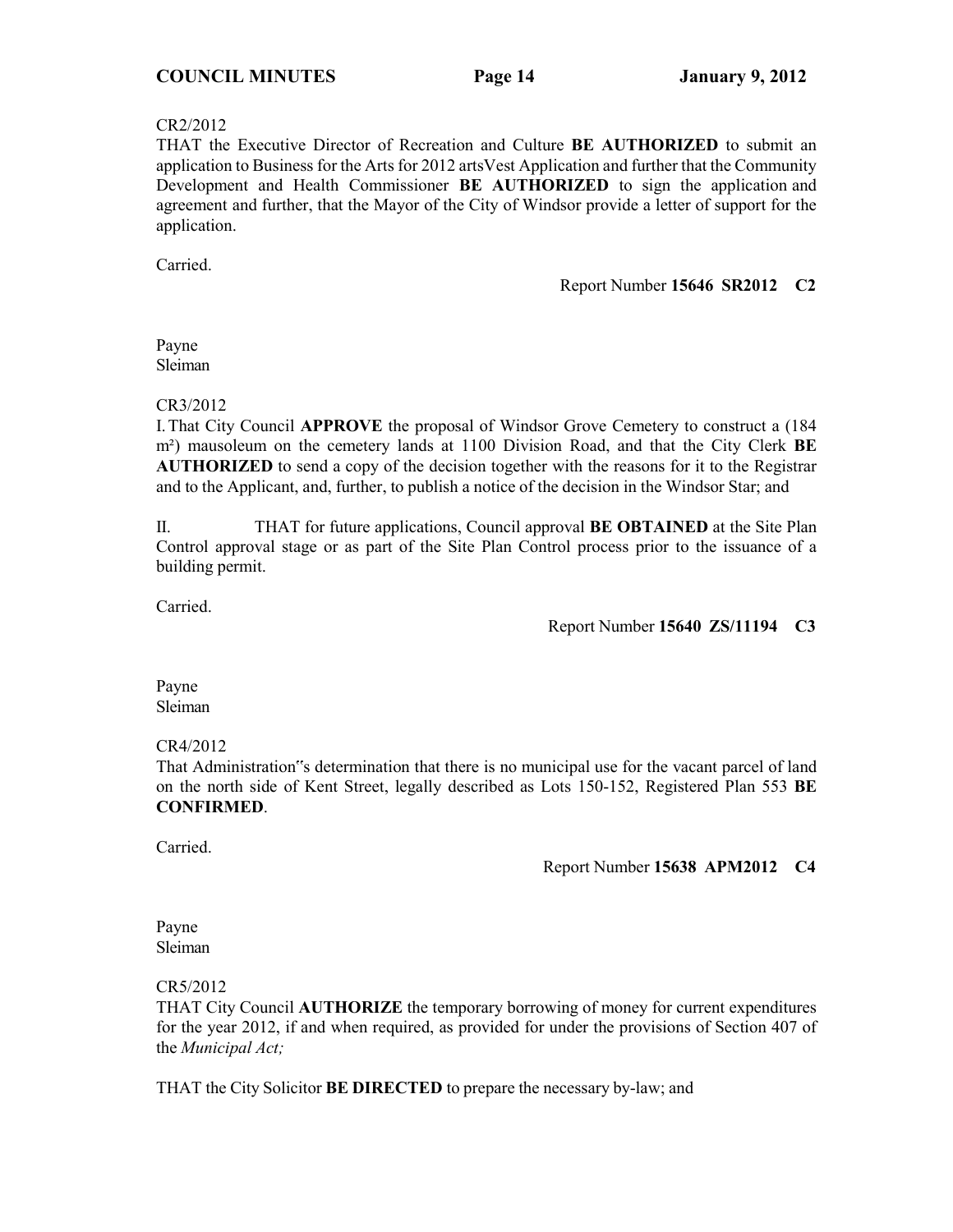CR2/2012
THAT the Executive Director of Recreation and Culture **BE AUTHORIZED** to submit an application to Business for the Arts for 2012 artsVest Application and further that the Community Development and Health Commissioner **BE AUTHORIZED** to sign the application and agreement and further, that the Mayor of the City of Windsor provide a letter of support for the application.

Carried.

Report Number **15646 SR2012 C2**

Payne
Sleiman

CR3/2012
I. That City Council **APPROVE** the proposal of Windsor Grove Cemetery to construct a (184 m²) mausoleum on the cemetery lands at 1100 Division Road, and that the City Clerk **BE AUTHORIZED** to send a copy of the decision together with the reasons for it to the Registrar and to the Applicant, and, further, to publish a notice of the decision in the Windsor Star; and

II. THAT for future applications, Council approval **BE OBTAINED** at the Site Plan Control approval stage or as part of the Site Plan Control process prior to the issuance of a building permit.

Carried.

Report Number **15640 ZS/11194 C3**

Payne
Sleiman

CR4/2012
That Administration"s determination that there is no municipal use for the vacant parcel of land on the north side of Kent Street, legally described as Lots 150-152, Registered Plan 553 **BE CONFIRMED**.

Carried.

Report Number **15638 APM2012 C4**

Payne
Sleiman

CR5/2012
THAT City Council **AUTHORIZE** the temporary borrowing of money for current expenditures for the year 2012, if and when required, as provided for under the provisions of Section 407 of the *Municipal Act;*

THAT the City Solicitor **BE DIRECTED** to prepare the necessary by-law; and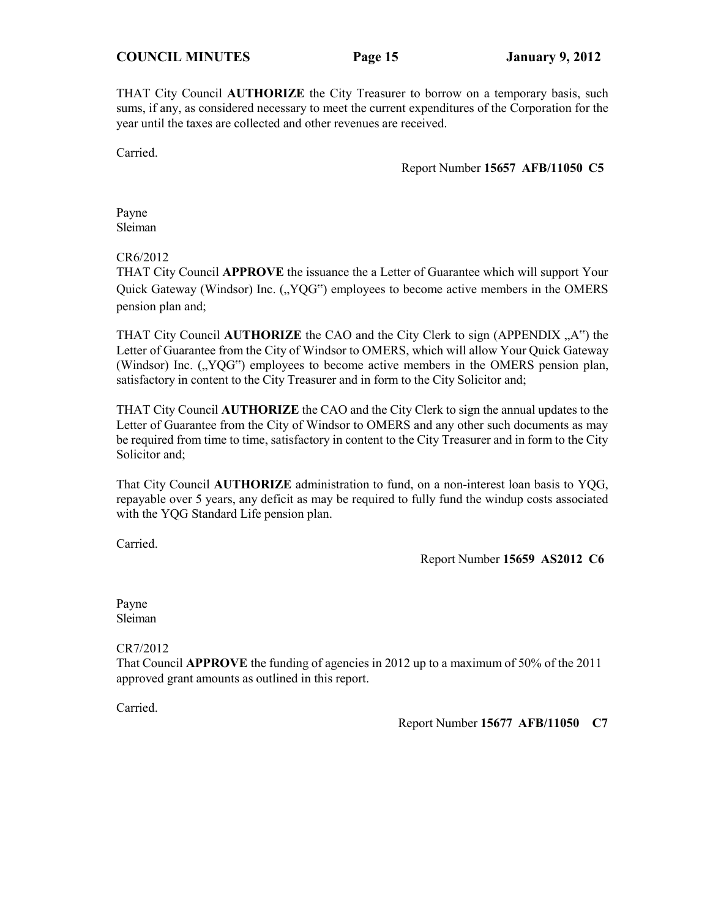THAT City Council **AUTHORIZE** the City Treasurer to borrow on a temporary basis, such sums, if any, as considered necessary to meet the current expenditures of the Corporation for the year until the taxes are collected and other revenues are received.

Carried.

Report Number **15657 AFB/11050 C5**

Payne
Sleiman

CR6/2012
THAT City Council **APPROVE** the issuance the a Letter of Guarantee which will support Your Quick Gateway (Windsor) Inc. („YQG") employees to become active members in the OMERS pension plan and;

THAT City Council **AUTHORIZE** the CAO and the City Clerk to sign (APPENDIX „A") the Letter of Guarantee from the City of Windsor to OMERS, which will allow Your Quick Gateway (Windsor) Inc. („YQG") employees to become active members in the OMERS pension plan, satisfactory in content to the City Treasurer and in form to the City Solicitor and;

THAT City Council **AUTHORIZE** the CAO and the City Clerk to sign the annual updates to the Letter of Guarantee from the City of Windsor to OMERS and any other such documents as may be required from time to time, satisfactory in content to the City Treasurer and in form to the City Solicitor and;

That City Council **AUTHORIZE** administration to fund, on a non-interest loan basis to YQG, repayable over 5 years, any deficit as may be required to fully fund the windup costs associated with the YQG Standard Life pension plan.

Carried.

Report Number **15659 AS2012 C6**

Payne
Sleiman

CR7/2012
That Council **APPROVE** the funding of agencies in 2012 up to a maximum of 50% of the 2011 approved grant amounts as outlined in this report.

Carried.

Report Number **15677 AFB/11050 C7**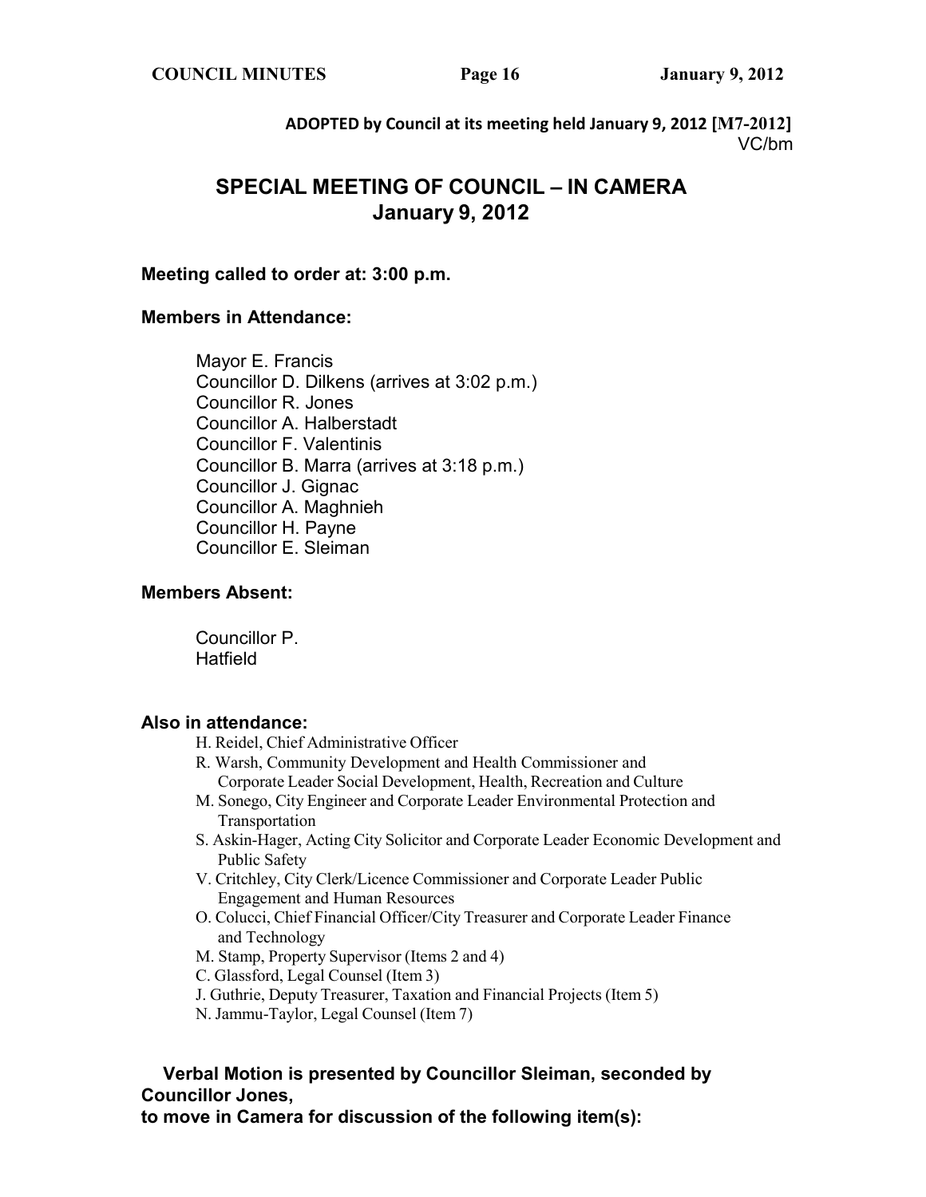**ADOPTED by Council at its meeting held January 9, 2012 [M7-2012]**
VC/bm

# SPECIAL MEETING OF COUNCIL – IN CAMERA
## January 9, 2012

**Meeting called to order at: 3:00 p.m.**

**Members in Attendance:**

Mayor E. Francis
Councillor D. Dilkens (arrives at 3:02 p.m.)
Councillor R. Jones
Councillor A. Halberstadt
Councillor F. Valentinis
Councillor B. Marra (arrives at 3:18 p.m.)
Councillor J. Gignac
Councillor A. Maghnieh
Councillor H. Payne
Councillor E. Sleiman

**Members Absent:**

Councillor P. Hatfield

**Also in attendance:**

H. Reidel, Chief Administrative Officer
R. Warsh, Community Development and Health Commissioner and Corporate Leader Social Development, Health, Recreation and Culture
M. Sonego, City Engineer and Corporate Leader Environmental Protection and Transportation
S. Askin-Hager, Acting City Solicitor and Corporate Leader Economic Development and Public Safety
V. Critchley, City Clerk/Licence Commissioner and Corporate Leader Public Engagement and Human Resources
O. Colucci, Chief Financial Officer/City Treasurer and Corporate Leader Finance and Technology
M. Stamp, Property Supervisor (Items 2 and 4)
C. Glassford, Legal Counsel (Item 3)
J. Guthrie, Deputy Treasurer, Taxation and Financial Projects (Item 5)
N. Jammu-Taylor, Legal Counsel (Item 7)

**Verbal Motion is presented by Councillor Sleiman, seconded by Councillor Jones, to move in Camera for discussion of the following item(s):**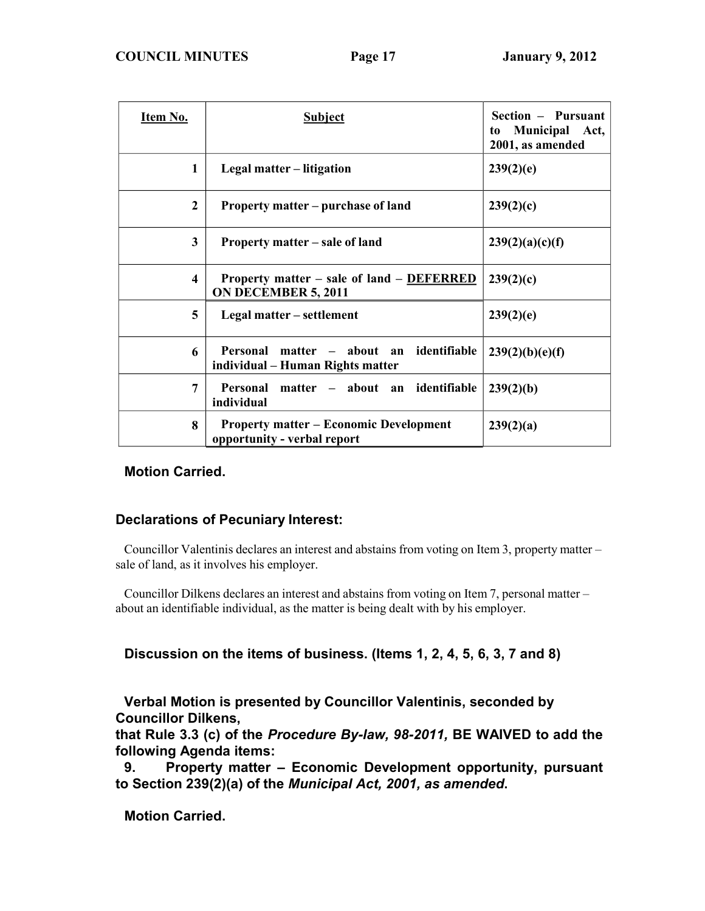| Item No. | Subject | Section – Pursuant to Municipal Act, 2001, as amended |
|---|---|---|
| 1 | Legal matter – litigation | 239(2)(e) |
| 2 | Property matter – purchase of land | 239(2)(c) |
| 3 | Property matter – sale of land | 239(2)(a)(c)(f) |
| 4 | Property matter – sale of land – DEFERRED ON DECEMBER 5, 2011 | 239(2)(c) |
| 5 | Legal matter – settlement | 239(2)(e) |
| 6 | Personal matter – about an identifiable individual – Human Rights matter | 239(2)(b)(e)(f) |
| 7 | Personal matter – about an identifiable individual | 239(2)(b) |
| 8 | Property matter – Economic Development opportunity - verbal report | 239(2)(a) |

**Motion Carried.**

**Declarations of Pecuniary Interest:**

Councillor Valentinis declares an interest and abstains from voting on Item 3, property matter – sale of land, as it involves his employer.

Councillor Dilkens declares an interest and abstains from voting on Item 7, personal matter – about an identifiable individual, as the matter is being dealt with by his employer.

**Discussion on the items of business. (Items 1, 2, 4, 5, 6, 3, 7 and 8)**

**Verbal Motion is presented by Councillor Valentinis, seconded by Councillor Dilkens,**
**that Rule 3.3 (c) of the *Procedure By-law, 98-2011,* BE WAIVED to add the following Agenda items:**

**9. Property matter – Economic Development opportunity, pursuant to Section 239(2)(a) of the *Municipal Act, 2001, as amended*.**

**Motion Carried.**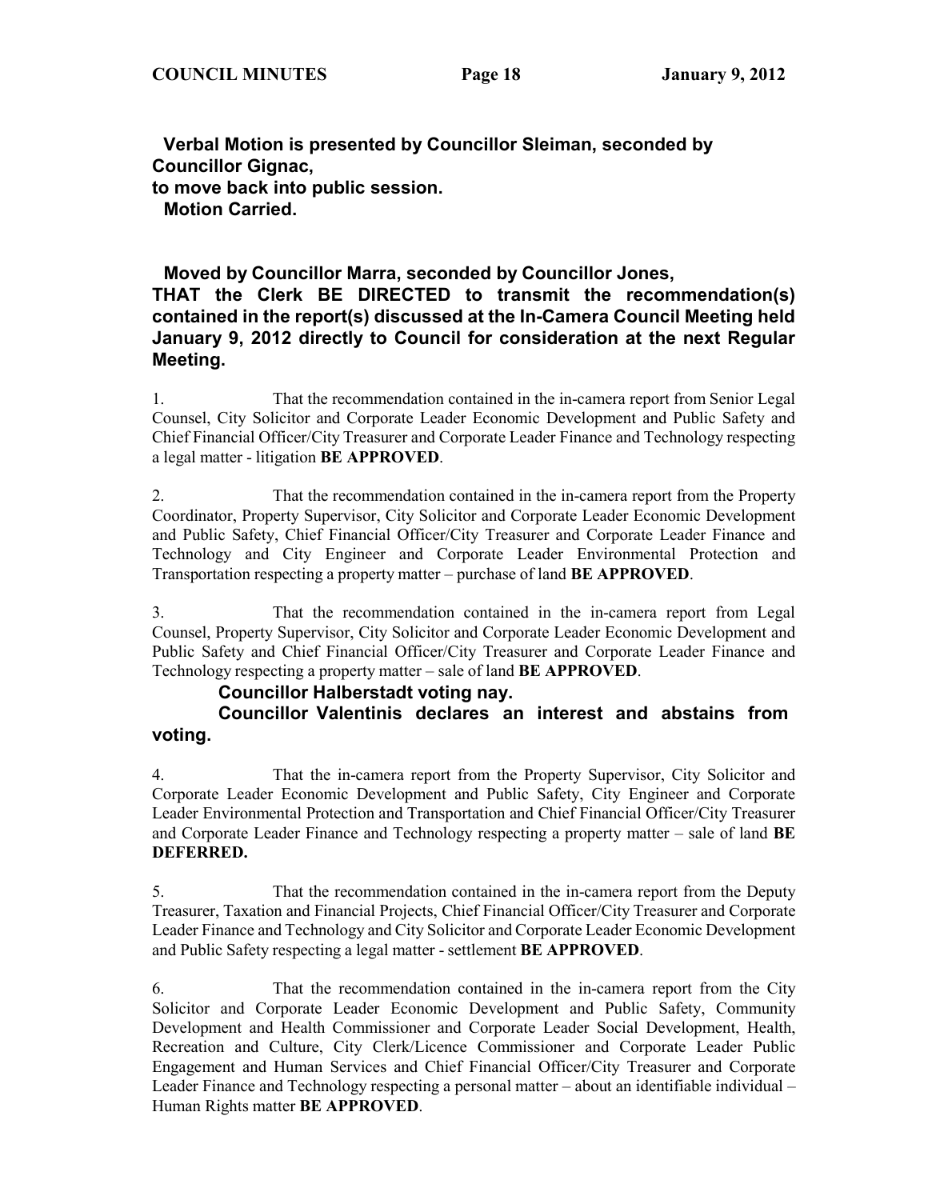**Verbal Motion is presented by Councillor Sleiman, seconded by Councillor Gignac,**
**to move back into public session.**
**Motion Carried.**

**Moved by Councillor Marra, seconded by Councillor Jones,**
**THAT the Clerk BE DIRECTED to transmit the recommendation(s) contained in the report(s) discussed at the In-Camera Council Meeting held January 9, 2012 directly to Council for consideration at the next Regular Meeting.**

1. That the recommendation contained in the in-camera report from Senior Legal Counsel, City Solicitor and Corporate Leader Economic Development and Public Safety and Chief Financial Officer/City Treasurer and Corporate Leader Finance and Technology respecting a legal matter - litigation **BE APPROVED**.

2. That the recommendation contained in the in-camera report from the Property Coordinator, Property Supervisor, City Solicitor and Corporate Leader Economic Development and Public Safety, Chief Financial Officer/City Treasurer and Corporate Leader Finance and Technology and City Engineer and Corporate Leader Environmental Protection and Transportation respecting a property matter – purchase of land **BE APPROVED**.

3. That the recommendation contained in the in-camera report from Legal Counsel, Property Supervisor, City Solicitor and Corporate Leader Economic Development and Public Safety and Chief Financial Officer/City Treasurer and Corporate Leader Finance and Technology respecting a property matter – sale of land **BE APPROVED**.

**Councillor Halberstadt voting nay.**
**Councillor Valentinis declares an interest and abstains from voting.**

4. That the in-camera report from the Property Supervisor, City Solicitor and Corporate Leader Economic Development and Public Safety, City Engineer and Corporate Leader Environmental Protection and Transportation and Chief Financial Officer/City Treasurer and Corporate Leader Finance and Technology respecting a property matter – sale of land **BE DEFERRED.**

5. That the recommendation contained in the in-camera report from the Deputy Treasurer, Taxation and Financial Projects, Chief Financial Officer/City Treasurer and Corporate Leader Finance and Technology and City Solicitor and Corporate Leader Economic Development and Public Safety respecting a legal matter - settlement **BE APPROVED**.

6. That the recommendation contained in the in-camera report from the City Solicitor and Corporate Leader Economic Development and Public Safety, Community Development and Health Commissioner and Corporate Leader Social Development, Health, Recreation and Culture, City Clerk/Licence Commissioner and Corporate Leader Public Engagement and Human Services and Chief Financial Officer/City Treasurer and Corporate Leader Finance and Technology respecting a personal matter – about an identifiable individual – Human Rights matter **BE APPROVED**.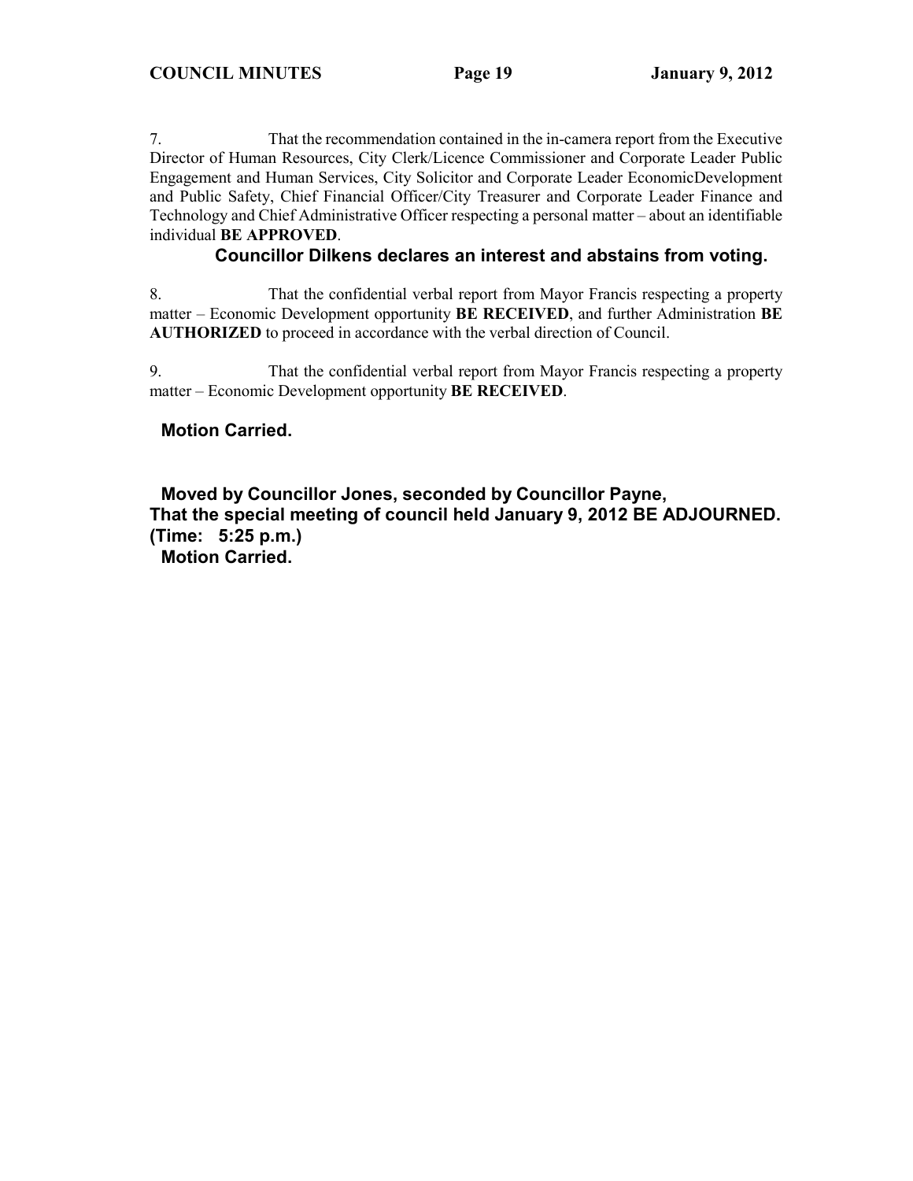7. That the recommendation contained in the in-camera report from the Executive Director of Human Resources, City Clerk/Licence Commissioner and Corporate Leader Public Engagement and Human Services, City Solicitor and Corporate Leader EconomicDevelopment and Public Safety, Chief Financial Officer/City Treasurer and Corporate Leader Finance and Technology and Chief Administrative Officer respecting a personal matter – about an identifiable individual **BE APPROVED**.

**Councillor Dilkens declares an interest and abstains from voting.**

8. That the confidential verbal report from Mayor Francis respecting a property matter – Economic Development opportunity **BE RECEIVED**, and further Administration **BE AUTHORIZED** to proceed in accordance with the verbal direction of Council.

9. That the confidential verbal report from Mayor Francis respecting a property matter – Economic Development opportunity **BE RECEIVED**.

**Motion Carried.**

**Moved by Councillor Jones, seconded by Councillor Payne,**
**That the special meeting of council held January 9, 2012 BE ADJOURNED.**
**(Time: 5:25 p.m.)**
**Motion Carried.**